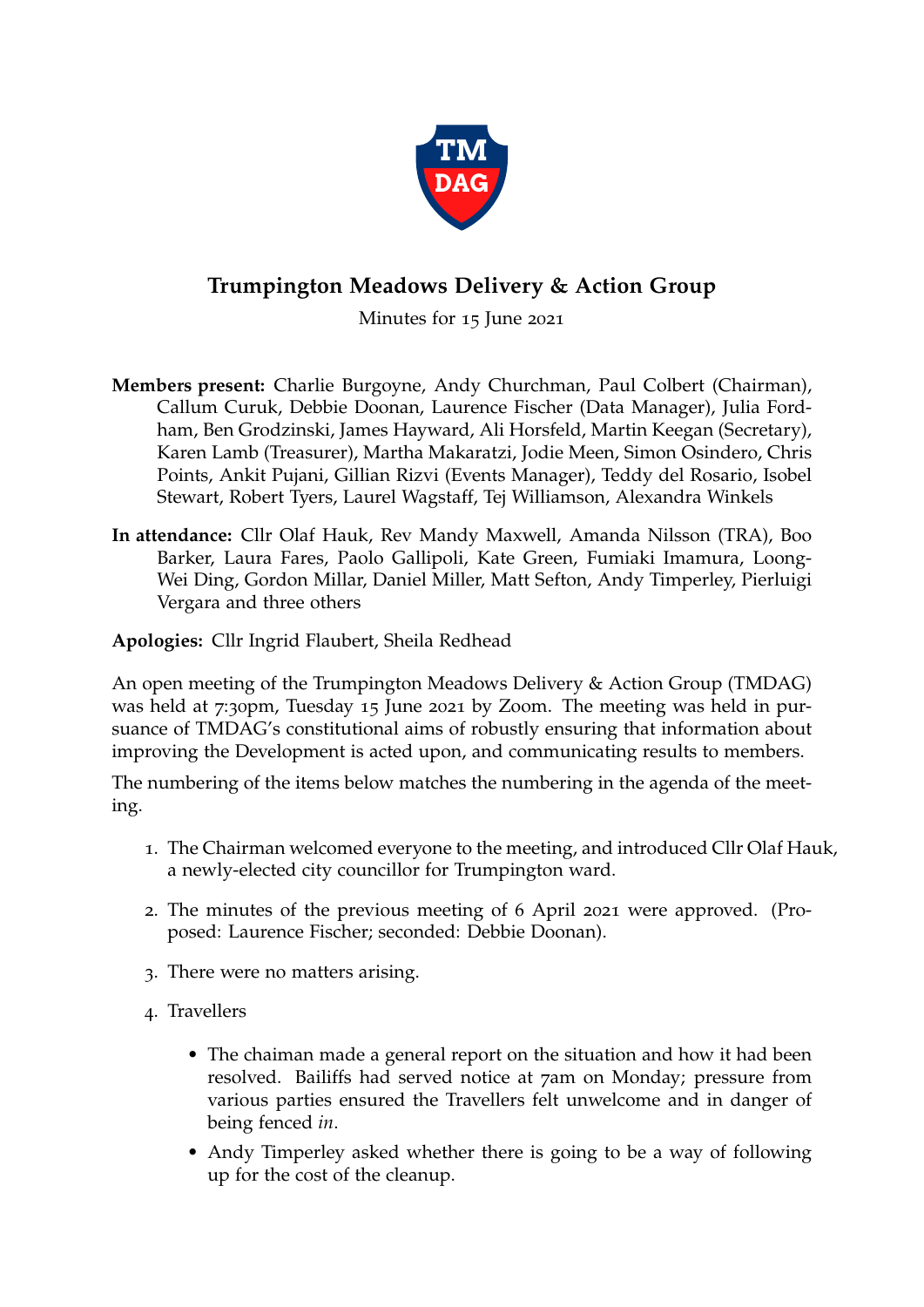# Trumpington Meadows Delivery & Action Group

Minutes for 15 June 2021

**Members present:** Charlie Burgoyne, Andy Churchman, Paul Colbert (Chairman), Callum Curuk, Debbie Doonan, Laurence Fischer (Data Manager), Julia Fordham, Ben Grodzinski, James Hayward, Ali Horsfeld, Martin Keegan (Secretary), Karen Lamb (Treasurer), Martha Makaratzi, Jodie Meen, Simon Osindero, Chris Points, Ankit Pujani, Gillian Rizvi (Events Manager), Teddy del Rosario, Isobel Stewart, Robert Tyers, Laurel Wagstaff, Tej Williamson, Alexandra Winkels

**In attendance:** Cllr Olaf Hauk, Rev Mandy Maxwell, Amanda Nilsson (TRA), Boo Barker, Laura Fares, Paolo Gallipoli, Kate Green, Fumiaki Imamura, Loong-Wei Ding, Gordon Millar, Daniel Miller, Matt Sefton, Andy Timperley, Pierluigi Vergara and three others

**Apologies:** Cllr Ingrid Flaubert, Sheila Redhead

An open meeting of the Trumpington Meadows Delivery & Action Group (TMDAG) was held at 7:30pm, Tuesday 15 June 2021 by Zoom. The meeting was held in pursuance of TMDAG's constitutional aims of robustly ensuring that information about improving the Development is acted upon, and communicating results to members.

The numbering of the items below matches the numbering in the agenda of the meeting.

1. The Chairman welcomed everyone to the meeting, and introduced Cllr Olaf Hauk, a newly-elected city councillor for Trumpington ward.
2. The minutes of the previous meeting of 6 April 2021 were approved. (Proposed: Laurence Fischer; seconded: Debbie Doonan).
3. There were no matters arising.
4. Travellers
   - The chaiman made a general report on the situation and how it had been resolved. Bailiffs had served notice at 7am on Monday; pressure from various parties ensured the Travellers felt unwelcome and in danger of being fenced *in*.
   - Andy Timperley asked whether there is going to be a way of following up for the cost of the cleanup.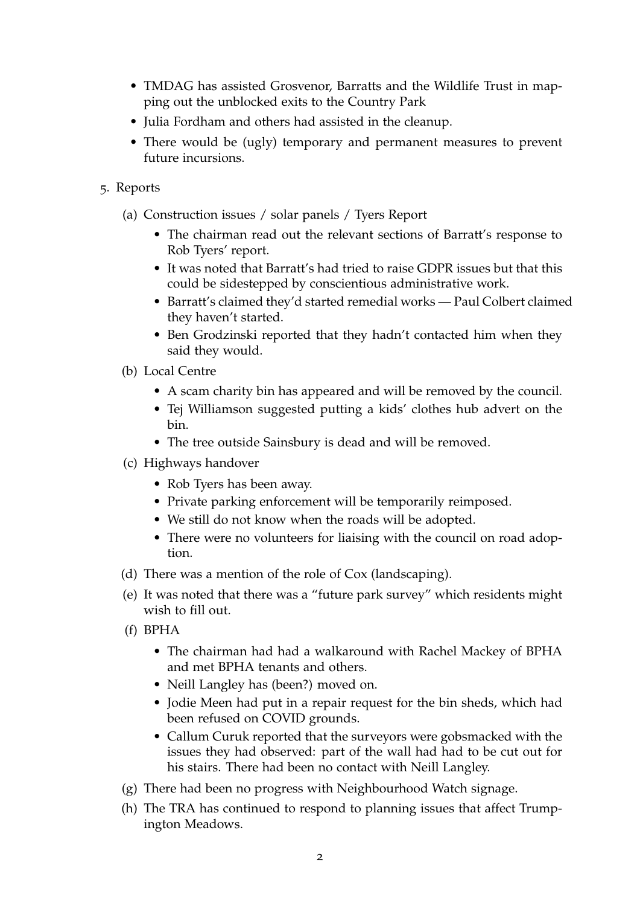- TMDAG has assisted Grosvenor, Barratts and the Wildlife Trust in mapping out the unblocked exits to the Country Park
- Julia Fordham and others had assisted in the cleanup.
- There would be (ugly) temporary and permanent measures to prevent future incursions.

5. Reports

   (a) Construction issues / solar panels / Tyers Report

   - The chairman read out the relevant sections of Barratt's response to Rob Tyers' report.
   - It was noted that Barratt's had tried to raise GDPR issues but that this could be sidestepped by conscientious administrative work.
   - Barratt's claimed they'd started remedial works — Paul Colbert claimed they haven't started.
   - Ben Grodzinski reported that they hadn't contacted him when they said they would.

   (b) Local Centre

   - A scam charity bin has appeared and will be removed by the council.
   - Tej Williamson suggested putting a kids' clothes hub advert on the bin.
   - The tree outside Sainsbury is dead and will be removed.

   (c) Highways handover

   - Rob Tyers has been away.
   - Private parking enforcement will be temporarily reimposed.
   - We still do not know when the roads will be adopted.
   - There were no volunteers for liaising with the council on road adoption.

   (d) There was a mention of the role of Cox (landscaping).

   (e) It was noted that there was a "future park survey" which residents might wish to fill out.

   (f) BPHA

   - The chairman had had a walkaround with Rachel Mackey of BPHA and met BPHA tenants and others.
   - Neill Langley has (been?) moved on.
   - Jodie Meen had put in a repair request for the bin sheds, which had been refused on COVID grounds.
   - Callum Curuk reported that the surveyors were gobsmacked with the issues they had observed: part of the wall had had to be cut out for his stairs. There had been no contact with Neill Langley.

   (g) There had been no progress with Neighbourhood Watch signage.

   (h) The TRA has continued to respond to planning issues that affect Trumpington Meadows.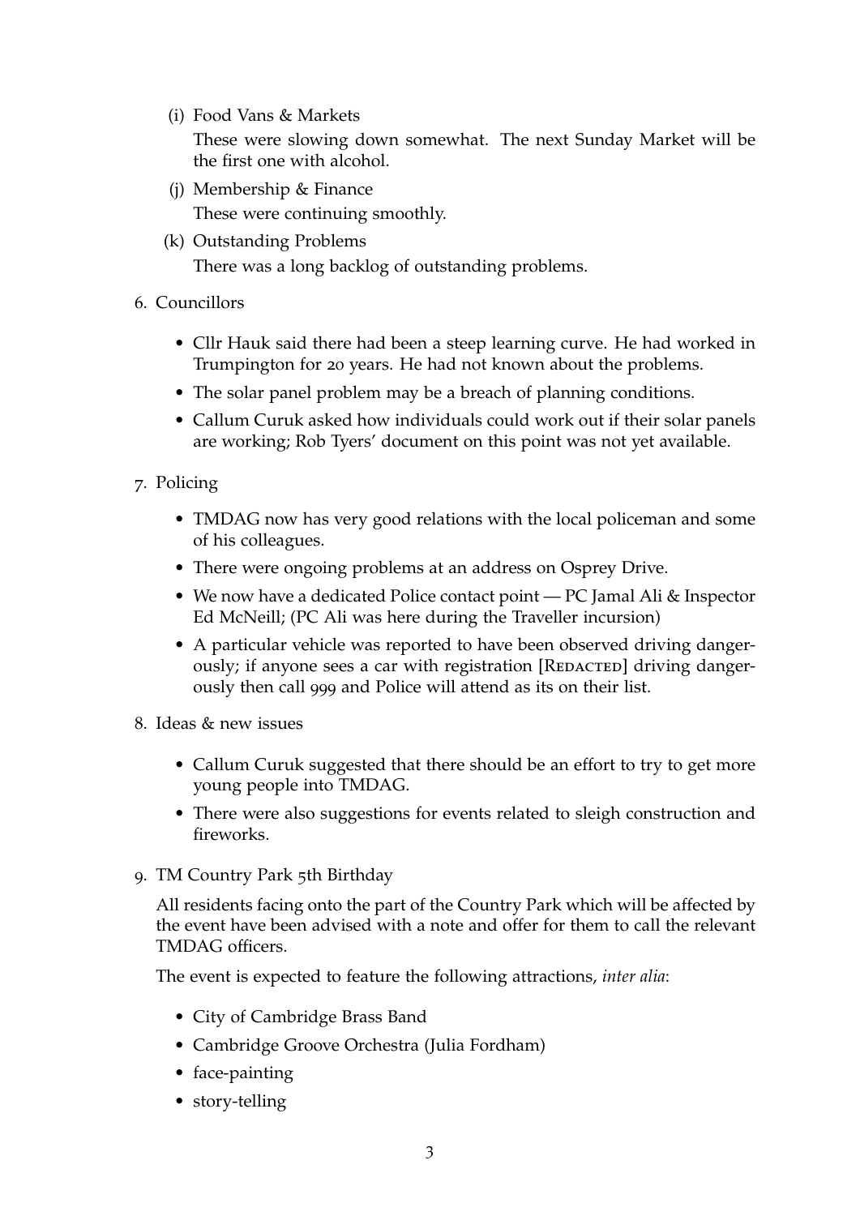(i) Food Vans & Markets

These were slowing down somewhat. The next Sunday Market will be the first one with alcohol.

(j) Membership & Finance

These were continuing smoothly.

(k) Outstanding Problems

There was a long backlog of outstanding problems.

6. Councillors

- Cllr Hauk said there had been a steep learning curve. He had worked in Trumpington for 20 years. He had not known about the problems.
- The solar panel problem may be a breach of planning conditions.
- Callum Curuk asked how individuals could work out if their solar panels are working; Rob Tyers' document on this point was not yet available.

7. Policing

- TMDAG now has very good relations with the local policeman and some of his colleagues.
- There were ongoing problems at an address on Osprey Drive.
- We now have a dedicated Police contact point — PC Jamal Ali & Inspector Ed McNeill; (PC Ali was here during the Traveller incursion)
- A particular vehicle was reported to have been observed driving dangerously; if anyone sees a car with registration [REDACTED] driving dangerously then call 999 and Police will attend as its on their list.

8. Ideas & new issues

- Callum Curuk suggested that there should be an effort to try to get more young people into TMDAG.
- There were also suggestions for events related to sleigh construction and fireworks.

9. TM Country Park 5th Birthday

All residents facing onto the part of the Country Park which will be affected by the event have been advised with a note and offer for them to call the relevant TMDAG officers.

The event is expected to feature the following attractions, *inter alia*:

- City of Cambridge Brass Band
- Cambridge Groove Orchestra (Julia Fordham)
- face-painting
- story-telling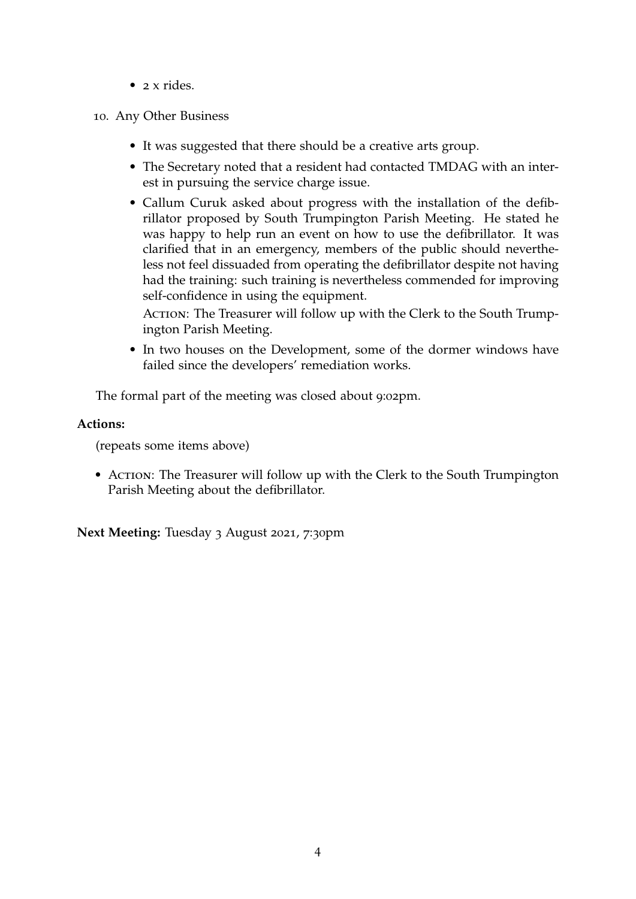- 2 x rides.

10. Any Other Business

    - It was suggested that there should be a creative arts group.
    - The Secretary noted that a resident had contacted TMDAG with an interest in pursuing the service charge issue.
    - Callum Curuk asked about progress with the installation of the defibrillator proposed by South Trumpington Parish Meeting. He stated he was happy to help run an event on how to use the defibrillator. It was clarified that in an emergency, members of the public should nevertheless not feel dissuaded from operating the defibrillator despite not having had the training: such training is nevertheless commended for improving self-confidence in using the equipment.

      Action: The Treasurer will follow up with the Clerk to the South Trumpington Parish Meeting.
    - In two houses on the Development, some of the dormer windows have failed since the developers' remediation works.

The formal part of the meeting was closed about 9:02pm.

**Actions:**

(repeats some items above)

- Action: The Treasurer will follow up with the Clerk to the South Trumpington Parish Meeting about the defibrillator.

**Next Meeting:** Tuesday 3 August 2021, 7:30pm